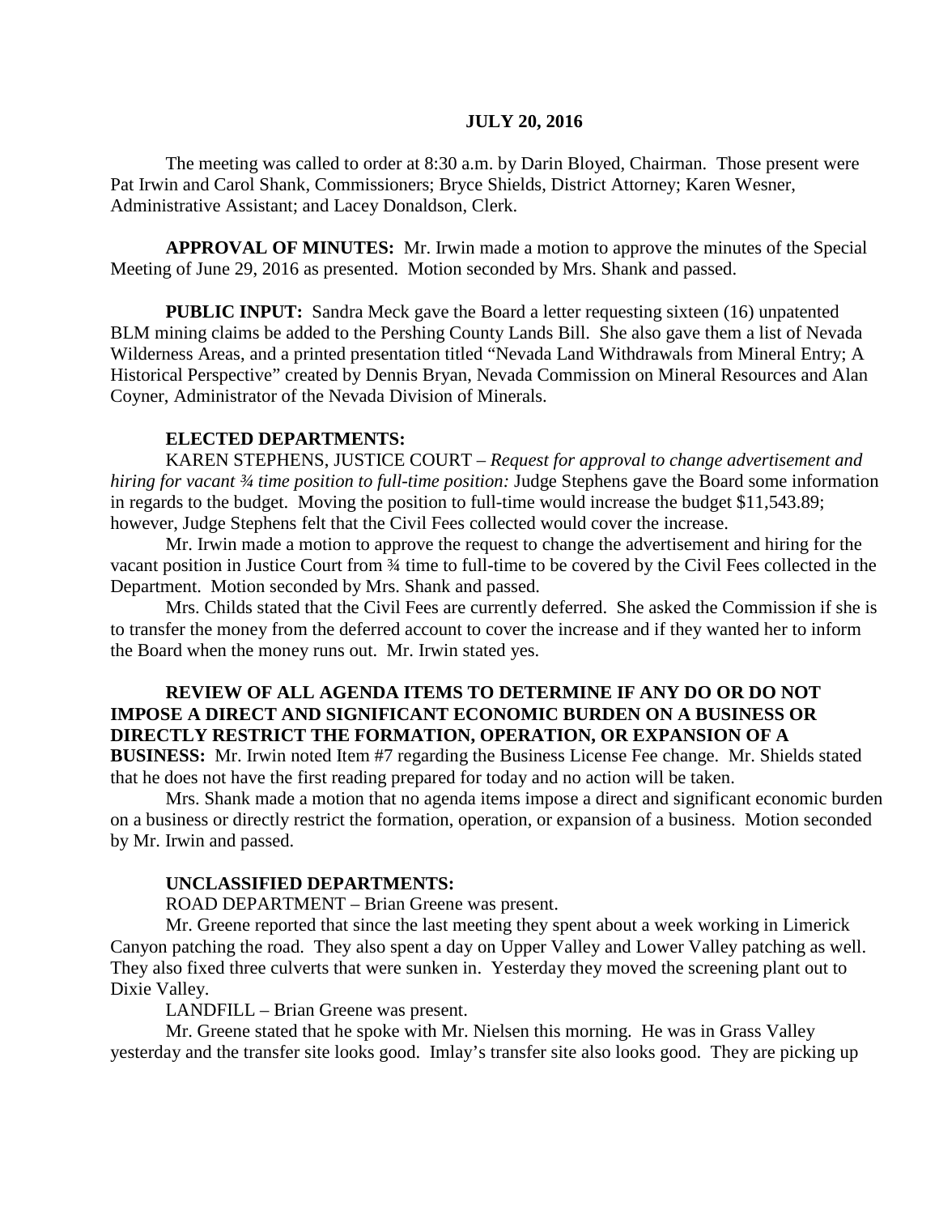**JULY 20, 2016**

The meeting was called to order at 8:30 a.m. by Darin Bloyed, Chairman. Those present were Pat Irwin and Carol Shank, Commissioners; Bryce Shields, District Attorney; Karen Wesner, Administrative Assistant; and Lacey Donaldson, Clerk.

**APPROVAL OF MINUTES:** Mr. Irwin made a motion to approve the minutes of the Special Meeting of June 29, 2016 as presented. Motion seconded by Mrs. Shank and passed.

**PUBLIC INPUT:** Sandra Meck gave the Board a letter requesting sixteen (16) unpatented BLM mining claims be added to the Pershing County Lands Bill. She also gave them a list of Nevada Wilderness Areas, and a printed presentation titled "Nevada Land Withdrawals from Mineral Entry; A Historical Perspective" created by Dennis Bryan, Nevada Commission on Mineral Resources and Alan Coyner, Administrator of the Nevada Division of Minerals.

**ELECTED DEPARTMENTS:**

KAREN STEPHENS, JUSTICE COURT – *Request for approval to change advertisement and hiring for vacant ¾ time position to full-time position:* Judge Stephens gave the Board some information in regards to the budget. Moving the position to full-time would increase the budget $11,543.89; however, Judge Stephens felt that the Civil Fees collected would cover the increase.

Mr. Irwin made a motion to approve the request to change the advertisement and hiring for the vacant position in Justice Court from ¾ time to full-time to be covered by the Civil Fees collected in the Department. Motion seconded by Mrs. Shank and passed.

Mrs. Childs stated that the Civil Fees are currently deferred. She asked the Commission if she is to transfer the money from the deferred account to cover the increase and if they wanted her to inform the Board when the money runs out. Mr. Irwin stated yes.

**REVIEW OF ALL AGENDA ITEMS TO DETERMINE IF ANY DO OR DO NOT IMPOSE A DIRECT AND SIGNIFICANT ECONOMIC BURDEN ON A BUSINESS OR DIRECTLY RESTRICT THE FORMATION, OPERATION, OR EXPANSION OF A BUSINESS:** Mr. Irwin noted Item #7 regarding the Business License Fee change. Mr. Shields stated that he does not have the first reading prepared for today and no action will be taken.

Mrs. Shank made a motion that no agenda items impose a direct and significant economic burden on a business or directly restrict the formation, operation, or expansion of a business. Motion seconded by Mr. Irwin and passed.

**UNCLASSIFIED DEPARTMENTS:**

ROAD DEPARTMENT – Brian Greene was present.

Mr. Greene reported that since the last meeting they spent about a week working in Limerick Canyon patching the road. They also spent a day on Upper Valley and Lower Valley patching as well. They also fixed three culverts that were sunken in. Yesterday they moved the screening plant out to Dixie Valley.

LANDFILL – Brian Greene was present.

Mr. Greene stated that he spoke with Mr. Nielsen this morning. He was in Grass Valley yesterday and the transfer site looks good. Imlay's transfer site also looks good. They are picking up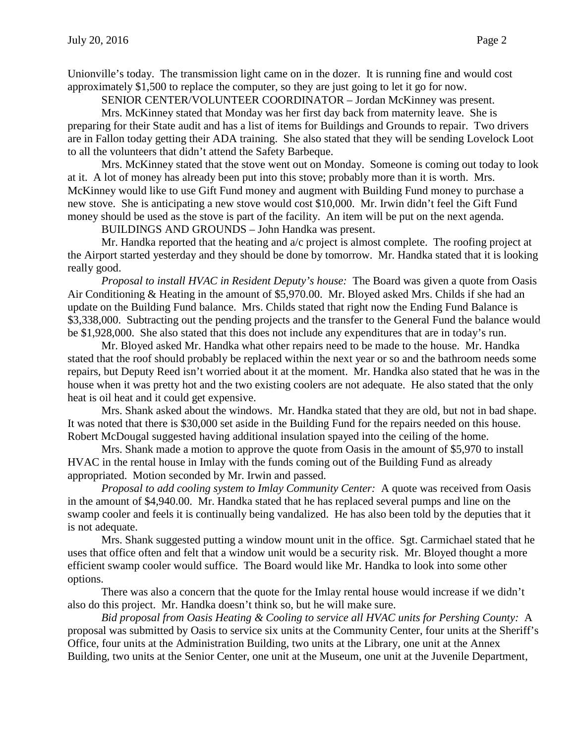Unionville's today. The transmission light came on in the dozer. It is running fine and would cost approximately $1,500 to replace the computer, so they are just going to let it go for now.

SENIOR CENTER/VOLUNTEER COORDINATOR – Jordan McKinney was present.

Mrs. McKinney stated that Monday was her first day back from maternity leave. She is preparing for their State audit and has a list of items for Buildings and Grounds to repair. Two drivers are in Fallon today getting their ADA training. She also stated that they will be sending Lovelock Loot to all the volunteers that didn't attend the Safety Barbeque.

Mrs. McKinney stated that the stove went out on Monday. Someone is coming out today to look at it. A lot of money has already been put into this stove; probably more than it is worth. Mrs. McKinney would like to use Gift Fund money and augment with Building Fund money to purchase a new stove. She is anticipating a new stove would cost $10,000. Mr. Irwin didn't feel the Gift Fund money should be used as the stove is part of the facility. An item will be put on the next agenda.

BUILDINGS AND GROUNDS – John Handka was present.

Mr. Handka reported that the heating and a/c project is almost complete. The roofing project at the Airport started yesterday and they should be done by tomorrow. Mr. Handka stated that it is looking really good.

*Proposal to install HVAC in Resident Deputy's house:* The Board was given a quote from Oasis Air Conditioning & Heating in the amount of $5,970.00. Mr. Bloyed asked Mrs. Childs if she had an update on the Building Fund balance. Mrs. Childs stated that right now the Ending Fund Balance is $3,338,000. Subtracting out the pending projects and the transfer to the General Fund the balance would be $1,928,000. She also stated that this does not include any expenditures that are in today's run.

Mr. Bloyed asked Mr. Handka what other repairs need to be made to the house. Mr. Handka stated that the roof should probably be replaced within the next year or so and the bathroom needs some repairs, but Deputy Reed isn't worried about it at the moment. Mr. Handka also stated that he was in the house when it was pretty hot and the two existing coolers are not adequate. He also stated that the only heat is oil heat and it could get expensive.

Mrs. Shank asked about the windows. Mr. Handka stated that they are old, but not in bad shape. It was noted that there is $30,000 set aside in the Building Fund for the repairs needed on this house. Robert McDougal suggested having additional insulation spayed into the ceiling of the home.

Mrs. Shank made a motion to approve the quote from Oasis in the amount of $5,970 to install HVAC in the rental house in Imlay with the funds coming out of the Building Fund as already appropriated. Motion seconded by Mr. Irwin and passed.

*Proposal to add cooling system to Imlay Community Center:* A quote was received from Oasis in the amount of $4,940.00. Mr. Handka stated that he has replaced several pumps and line on the swamp cooler and feels it is continually being vandalized. He has also been told by the deputies that it is not adequate.

Mrs. Shank suggested putting a window mount unit in the office. Sgt. Carmichael stated that he uses that office often and felt that a window unit would be a security risk. Mr. Bloyed thought a more efficient swamp cooler would suffice. The Board would like Mr. Handka to look into some other options.

There was also a concern that the quote for the Imlay rental house would increase if we didn't also do this project. Mr. Handka doesn't think so, but he will make sure.

*Bid proposal from Oasis Heating & Cooling to service all HVAC units for Pershing County:* A proposal was submitted by Oasis to service six units at the Community Center, four units at the Sheriff's Office, four units at the Administration Building, two units at the Library, one unit at the Annex Building, two units at the Senior Center, one unit at the Museum, one unit at the Juvenile Department,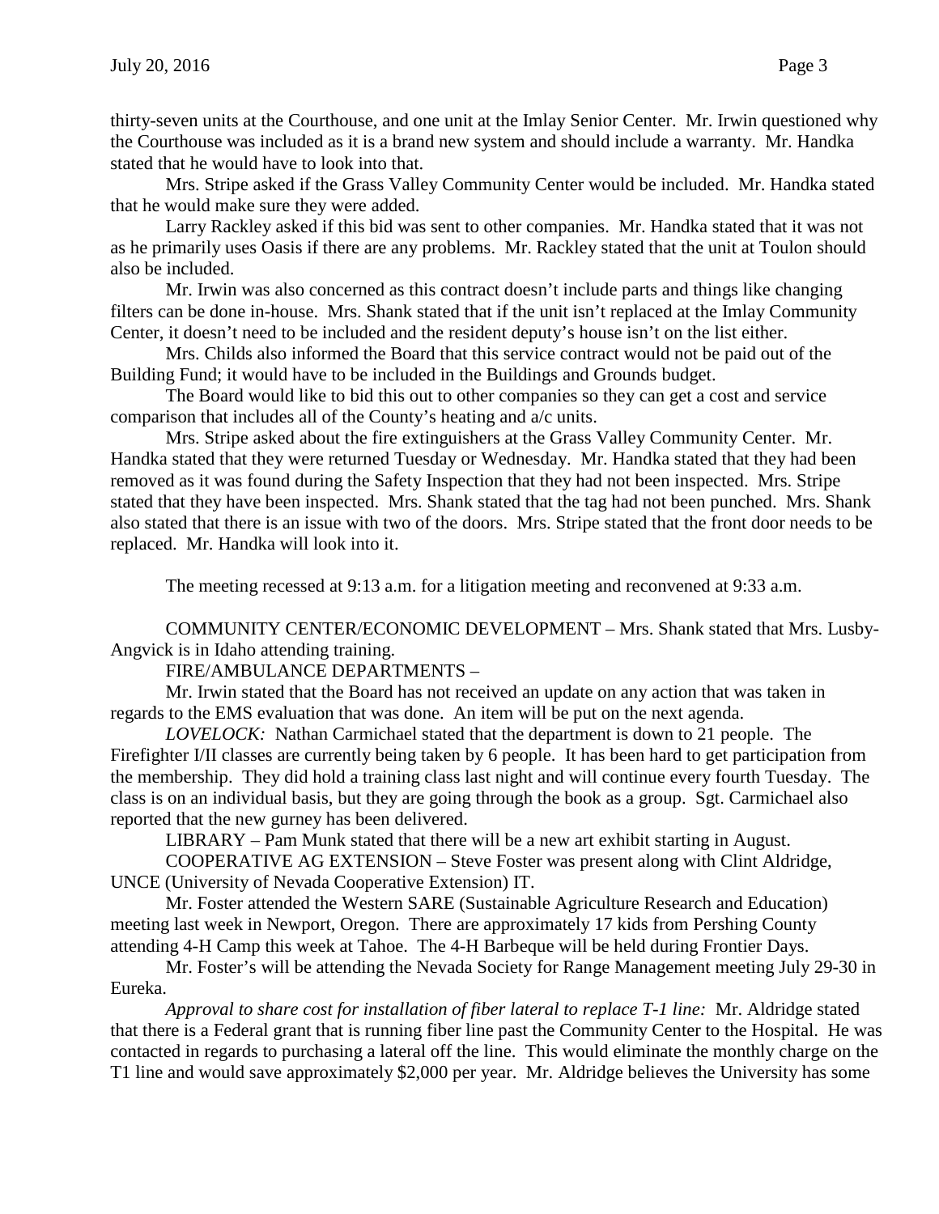thirty-seven units at the Courthouse, and one unit at the Imlay Senior Center. Mr. Irwin questioned why the Courthouse was included as it is a brand new system and should include a warranty. Mr. Handka stated that he would have to look into that.

Mrs. Stripe asked if the Grass Valley Community Center would be included. Mr. Handka stated that he would make sure they were added.

Larry Rackley asked if this bid was sent to other companies. Mr. Handka stated that it was not as he primarily uses Oasis if there are any problems. Mr. Rackley stated that the unit at Toulon should also be included.

Mr. Irwin was also concerned as this contract doesn't include parts and things like changing filters can be done in-house. Mrs. Shank stated that if the unit isn't replaced at the Imlay Community Center, it doesn't need to be included and the resident deputy's house isn't on the list either.

Mrs. Childs also informed the Board that this service contract would not be paid out of the Building Fund; it would have to be included in the Buildings and Grounds budget.

The Board would like to bid this out to other companies so they can get a cost and service comparison that includes all of the County's heating and a/c units.

Mrs. Stripe asked about the fire extinguishers at the Grass Valley Community Center. Mr. Handka stated that they were returned Tuesday or Wednesday. Mr. Handka stated that they had been removed as it was found during the Safety Inspection that they had not been inspected. Mrs. Stripe stated that they have been inspected. Mrs. Shank stated that the tag had not been punched. Mrs. Shank also stated that there is an issue with two of the doors. Mrs. Stripe stated that the front door needs to be replaced. Mr. Handka will look into it.

The meeting recessed at 9:13 a.m. for a litigation meeting and reconvened at 9:33 a.m.

COMMUNITY CENTER/ECONOMIC DEVELOPMENT – Mrs. Shank stated that Mrs. Lusby-Angvick is in Idaho attending training.

FIRE/AMBULANCE DEPARTMENTS –

Mr. Irwin stated that the Board has not received an update on any action that was taken in regards to the EMS evaluation that was done. An item will be put on the next agenda.

*LOVELOCK:* Nathan Carmichael stated that the department is down to 21 people. The Firefighter I/II classes are currently being taken by 6 people. It has been hard to get participation from the membership. They did hold a training class last night and will continue every fourth Tuesday. The class is on an individual basis, but they are going through the book as a group. Sgt. Carmichael also reported that the new gurney has been delivered.

LIBRARY – Pam Munk stated that there will be a new art exhibit starting in August.

COOPERATIVE AG EXTENSION – Steve Foster was present along with Clint Aldridge, UNCE (University of Nevada Cooperative Extension) IT.

Mr. Foster attended the Western SARE (Sustainable Agriculture Research and Education) meeting last week in Newport, Oregon. There are approximately 17 kids from Pershing County attending 4-H Camp this week at Tahoe. The 4-H Barbeque will be held during Frontier Days.

Mr. Foster's will be attending the Nevada Society for Range Management meeting July 29-30 in Eureka.

*Approval to share cost for installation of fiber lateral to replace T-1 line:* Mr. Aldridge stated that there is a Federal grant that is running fiber line past the Community Center to the Hospital. He was contacted in regards to purchasing a lateral off the line. This would eliminate the monthly charge on the T1 line and would save approximately $2,000 per year. Mr. Aldridge believes the University has some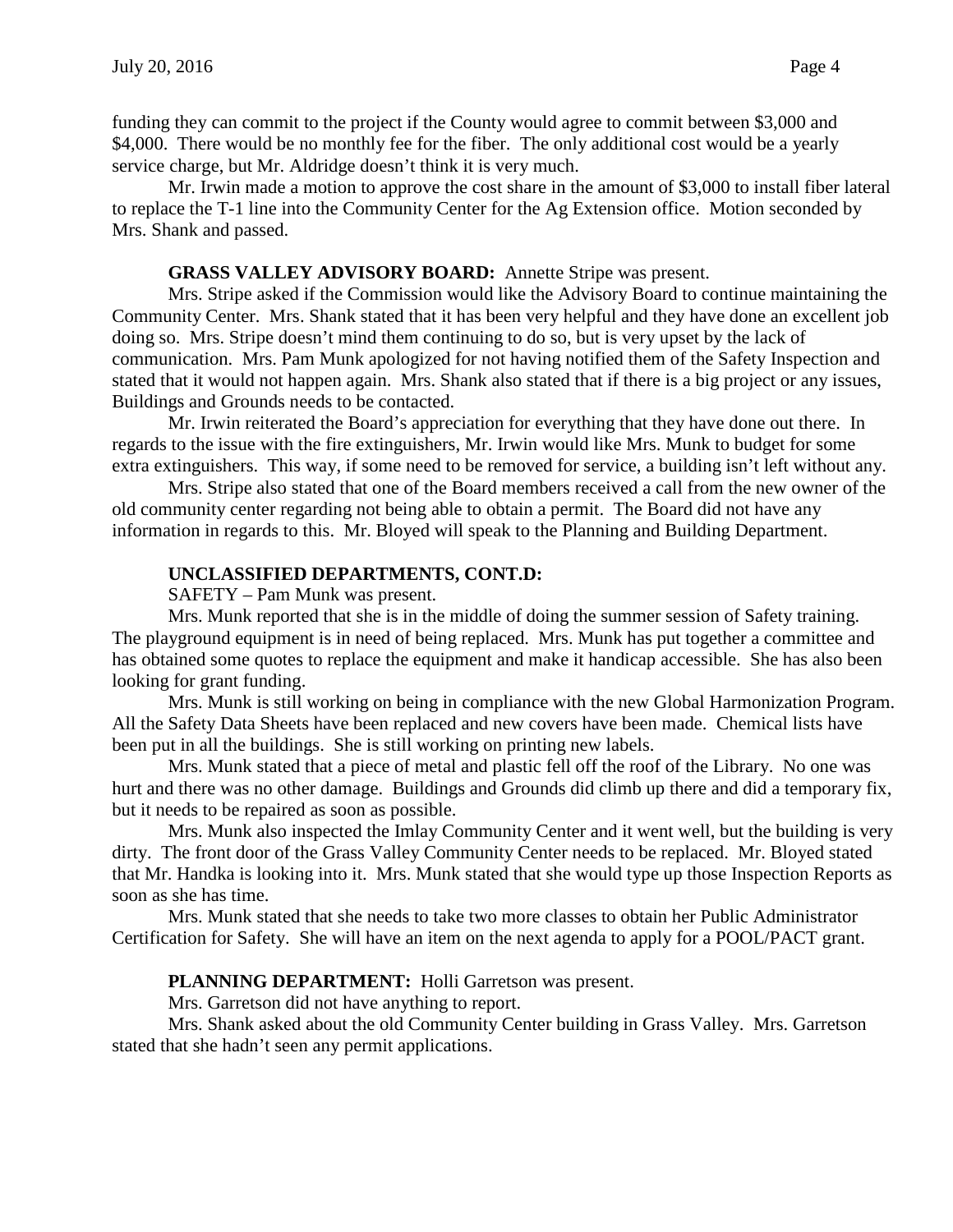funding they can commit to the project if the County would agree to commit between $3,000 and $4,000. There would be no monthly fee for the fiber. The only additional cost would be a yearly service charge, but Mr. Aldridge doesn't think it is very much.

Mr. Irwin made a motion to approve the cost share in the amount of $3,000 to install fiber lateral to replace the T-1 line into the Community Center for the Ag Extension office. Motion seconded by Mrs. Shank and passed.

**GRASS VALLEY ADVISORY BOARD:** Annette Stripe was present.

Mrs. Stripe asked if the Commission would like the Advisory Board to continue maintaining the Community Center. Mrs. Shank stated that it has been very helpful and they have done an excellent job doing so. Mrs. Stripe doesn't mind them continuing to do so, but is very upset by the lack of communication. Mrs. Pam Munk apologized for not having notified them of the Safety Inspection and stated that it would not happen again. Mrs. Shank also stated that if there is a big project or any issues, Buildings and Grounds needs to be contacted.

Mr. Irwin reiterated the Board's appreciation for everything that they have done out there. In regards to the issue with the fire extinguishers, Mr. Irwin would like Mrs. Munk to budget for some extra extinguishers. This way, if some need to be removed for service, a building isn't left without any.

Mrs. Stripe also stated that one of the Board members received a call from the new owner of the old community center regarding not being able to obtain a permit. The Board did not have any information in regards to this. Mr. Bloyed will speak to the Planning and Building Department.

**UNCLASSIFIED DEPARTMENTS, CONT.D:**

SAFETY – Pam Munk was present.

Mrs. Munk reported that she is in the middle of doing the summer session of Safety training. The playground equipment is in need of being replaced. Mrs. Munk has put together a committee and has obtained some quotes to replace the equipment and make it handicap accessible. She has also been looking for grant funding.

Mrs. Munk is still working on being in compliance with the new Global Harmonization Program. All the Safety Data Sheets have been replaced and new covers have been made. Chemical lists have been put in all the buildings. She is still working on printing new labels.

Mrs. Munk stated that a piece of metal and plastic fell off the roof of the Library. No one was hurt and there was no other damage. Buildings and Grounds did climb up there and did a temporary fix, but it needs to be repaired as soon as possible.

Mrs. Munk also inspected the Imlay Community Center and it went well, but the building is very dirty. The front door of the Grass Valley Community Center needs to be replaced. Mr. Bloyed stated that Mr. Handka is looking into it. Mrs. Munk stated that she would type up those Inspection Reports as soon as she has time.

Mrs. Munk stated that she needs to take two more classes to obtain her Public Administrator Certification for Safety. She will have an item on the next agenda to apply for a POOL/PACT grant.

**PLANNING DEPARTMENT:** Holli Garretson was present.

Mrs. Garretson did not have anything to report.

Mrs. Shank asked about the old Community Center building in Grass Valley. Mrs. Garretson stated that she hadn't seen any permit applications.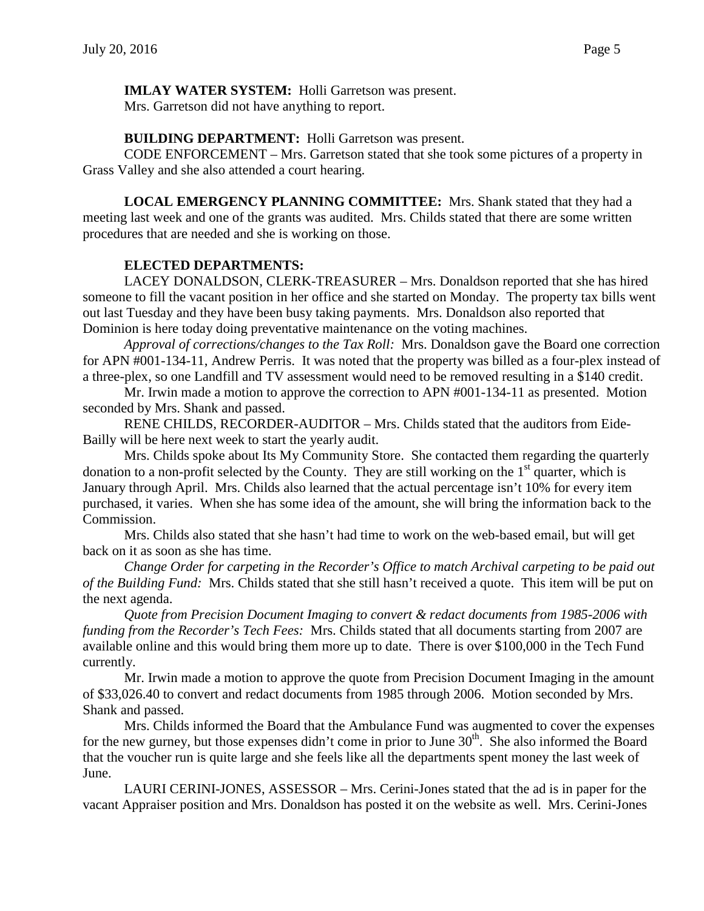**IMLAY WATER SYSTEM:** Holli Garretson was present.
Mrs. Garretson did not have anything to report.

**BUILDING DEPARTMENT:** Holli Garretson was present.

CODE ENFORCEMENT – Mrs. Garretson stated that she took some pictures of a property in Grass Valley and she also attended a court hearing.

**LOCAL EMERGENCY PLANNING COMMITTEE:** Mrs. Shank stated that they had a meeting last week and one of the grants was audited. Mrs. Childs stated that there are some written procedures that are needed and she is working on those.

**ELECTED DEPARTMENTS:**

LACEY DONALDSON, CLERK-TREASURER – Mrs. Donaldson reported that she has hired someone to fill the vacant position in her office and she started on Monday. The property tax bills went out last Tuesday and they have been busy taking payments. Mrs. Donaldson also reported that Dominion is here today doing preventative maintenance on the voting machines.

*Approval of corrections/changes to the Tax Roll:* Mrs. Donaldson gave the Board one correction for APN #001-134-11, Andrew Perris. It was noted that the property was billed as a four-plex instead of a three-plex, so one Landfill and TV assessment would need to be removed resulting in a $140 credit.

Mr. Irwin made a motion to approve the correction to APN #001-134-11 as presented. Motion seconded by Mrs. Shank and passed.

RENE CHILDS, RECORDER-AUDITOR – Mrs. Childs stated that the auditors from Eide-Bailly will be here next week to start the yearly audit.

Mrs. Childs spoke about Its My Community Store. She contacted them regarding the quarterly donation to a non-profit selected by the County. They are still working on the 1st quarter, which is January through April. Mrs. Childs also learned that the actual percentage isn't 10% for every item purchased, it varies. When she has some idea of the amount, she will bring the information back to the Commission.

Mrs. Childs also stated that she hasn't had time to work on the web-based email, but will get back on it as soon as she has time.

*Change Order for carpeting in the Recorder's Office to match Archival carpeting to be paid out of the Building Fund:* Mrs. Childs stated that she still hasn't received a quote. This item will be put on the next agenda.

*Quote from Precision Document Imaging to convert & redact documents from 1985-2006 with funding from the Recorder's Tech Fees:* Mrs. Childs stated that all documents starting from 2007 are available online and this would bring them more up to date. There is over $100,000 in the Tech Fund currently.

Mr. Irwin made a motion to approve the quote from Precision Document Imaging in the amount of $33,026.40 to convert and redact documents from 1985 through 2006. Motion seconded by Mrs. Shank and passed.

Mrs. Childs informed the Board that the Ambulance Fund was augmented to cover the expenses for the new gurney, but those expenses didn't come in prior to June 30th. She also informed the Board that the voucher run is quite large and she feels like all the departments spent money the last week of June.

LAURI CERINI-JONES, ASSESSOR – Mrs. Cerini-Jones stated that the ad is in paper for the vacant Appraiser position and Mrs. Donaldson has posted it on the website as well. Mrs. Cerini-Jones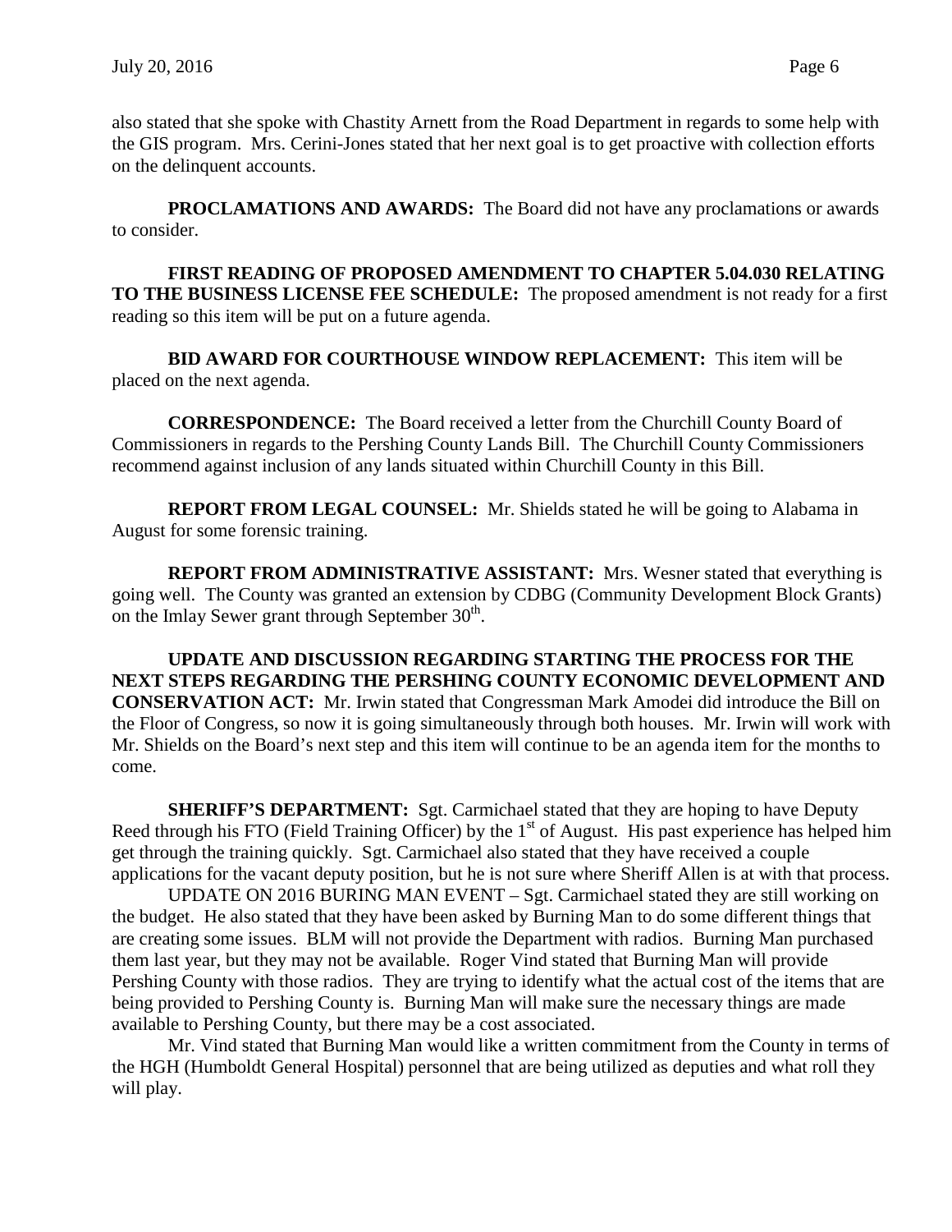also stated that she spoke with Chastity Arnett from the Road Department in regards to some help with the GIS program. Mrs. Cerini-Jones stated that her next goal is to get proactive with collection efforts on the delinquent accounts.

**PROCLAMATIONS AND AWARDS:** The Board did not have any proclamations or awards to consider.

**FIRST READING OF PROPOSED AMENDMENT TO CHAPTER 5.04.030 RELATING TO THE BUSINESS LICENSE FEE SCHEDULE:** The proposed amendment is not ready for a first reading so this item will be put on a future agenda.

**BID AWARD FOR COURTHOUSE WINDOW REPLACEMENT:** This item will be placed on the next agenda.

**CORRESPONDENCE:** The Board received a letter from the Churchill County Board of Commissioners in regards to the Pershing County Lands Bill. The Churchill County Commissioners recommend against inclusion of any lands situated within Churchill County in this Bill.

**REPORT FROM LEGAL COUNSEL:** Mr. Shields stated he will be going to Alabama in August for some forensic training.

**REPORT FROM ADMINISTRATIVE ASSISTANT:** Mrs. Wesner stated that everything is going well. The County was granted an extension by CDBG (Community Development Block Grants) on the Imlay Sewer grant through September 30th.

**UPDATE AND DISCUSSION REGARDING STARTING THE PROCESS FOR THE NEXT STEPS REGARDING THE PERSHING COUNTY ECONOMIC DEVELOPMENT AND CONSERVATION ACT:** Mr. Irwin stated that Congressman Mark Amodei did introduce the Bill on the Floor of Congress, so now it is going simultaneously through both houses. Mr. Irwin will work with Mr. Shields on the Board's next step and this item will continue to be an agenda item for the months to come.

**SHERIFF'S DEPARTMENT:** Sgt. Carmichael stated that they are hoping to have Deputy Reed through his FTO (Field Training Officer) by the 1st of August. His past experience has helped him get through the training quickly. Sgt. Carmichael also stated that they have received a couple applications for the vacant deputy position, but he is not sure where Sheriff Allen is at with that process.

UPDATE ON 2016 BURING MAN EVENT – Sgt. Carmichael stated they are still working on the budget. He also stated that they have been asked by Burning Man to do some different things that are creating some issues. BLM will not provide the Department with radios. Burning Man purchased them last year, but they may not be available. Roger Vind stated that Burning Man will provide Pershing County with those radios. They are trying to identify what the actual cost of the items that are being provided to Pershing County is. Burning Man will make sure the necessary things are made available to Pershing County, but there may be a cost associated.

Mr. Vind stated that Burning Man would like a written commitment from the County in terms of the HGH (Humboldt General Hospital) personnel that are being utilized as deputies and what roll they will play.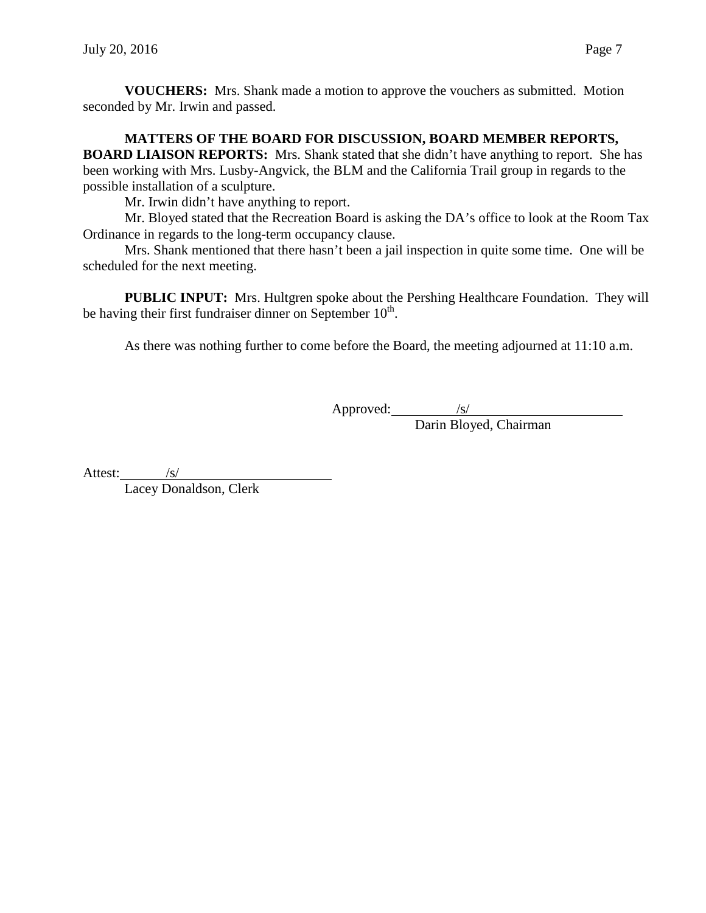**VOUCHERS:** Mrs. Shank made a motion to approve the vouchers as submitted. Motion seconded by Mr. Irwin and passed.

**MATTERS OF THE BOARD FOR DISCUSSION, BOARD MEMBER REPORTS, BOARD LIAISON REPORTS:** Mrs. Shank stated that she didn't have anything to report. She has been working with Mrs. Lusby-Angvick, the BLM and the California Trail group in regards to the possible installation of a sculpture.

Mr. Irwin didn't have anything to report.

Mr. Bloyed stated that the Recreation Board is asking the DA's office to look at the Room Tax Ordinance in regards to the long-term occupancy clause.

Mrs. Shank mentioned that there hasn't been a jail inspection in quite some time. One will be scheduled for the next meeting.

**PUBLIC INPUT:** Mrs. Hultgren spoke about the Pershing Healthcare Foundation. They will be having their first fundraiser dinner on September 10th.

As there was nothing further to come before the Board, the meeting adjourned at 11:10 a.m.

Approved: /s/
Darin Bloyed, Chairman

Attest: /s/
Lacey Donaldson, Clerk